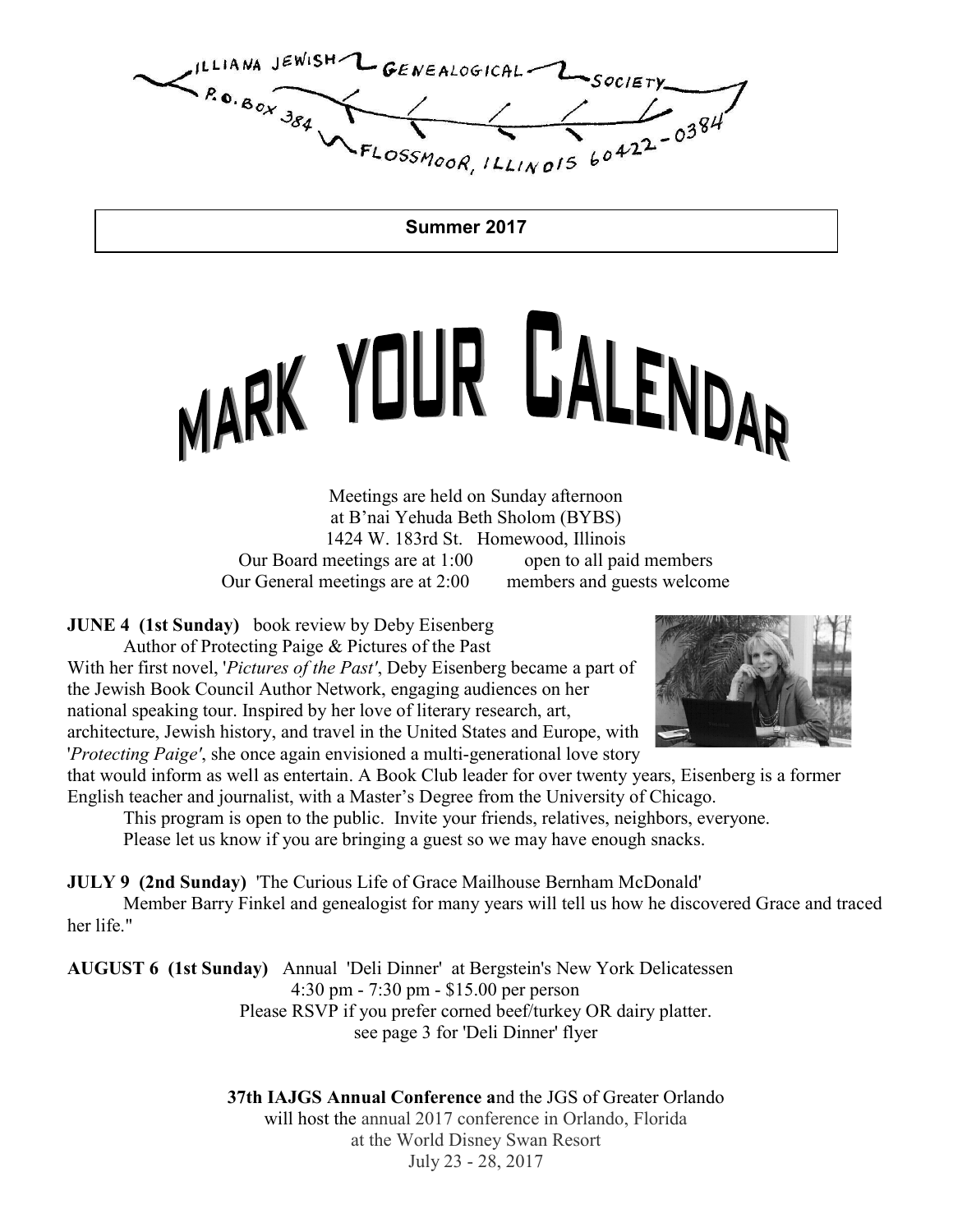ILLIANA JEWISH GENEALOGICAL SOCIETY
P.O. BOX 384
FLOSSMOOR, ILLINOIS 60422-0384

**Summer 2017**

# MARK YOUR CALENDAR

Meetings are held on Sunday afternoon
at B'nai Yehuda Beth Sholom (BYBS)
1424 W. 183rd St. Homewood, Illinois
Our Board meetings are at 1:00 open to all paid members
Our General meetings are at 2:00 members and guests welcome

**JUNE 4 (1st Sunday)** book review by Deby Eisenberg
Author of Protecting Paige & Pictures of the Past

With her first novel, '*Pictures of the Past*', Deby Eisenberg became a part of the Jewish Book Council Author Network, engaging audiences on her national speaking tour. Inspired by her love of literary research, art, architecture, Jewish history, and travel in the United States and Europe, with '*Protecting Paige*', she once again envisioned a multi-generational love story that would inform as well as entertain. A Book Club leader for over twenty years, Eisenberg is a former English teacher and journalist, with a Master's Degree from the University of Chicago.

This program is open to the public. Invite your friends, relatives, neighbors, everyone.
Please let us know if you are bringing a guest so we may have enough snacks.

**JULY 9 (2nd Sunday)** 'The Curious Life of Grace Mailhouse Bernham McDonald'
Member Barry Finkel and genealogist for many years will tell us how he discovered Grace and traced her life."

**AUGUST 6 (1st Sunday)** Annual 'Deli Dinner' at Bergstein's New York Delicatessen
4:30 pm - 7:30 pm - $15.00 per person
Please RSVP if you prefer corned beef/turkey OR dairy platter.
see page 3 for 'Deli Dinner' flyer

**37th IAJGS Annual Conference a**nd the JGS of Greater Orlando
will host the annual 2017 conference in Orlando, Florida
at the World Disney Swan Resort
July 23 - 28, 2017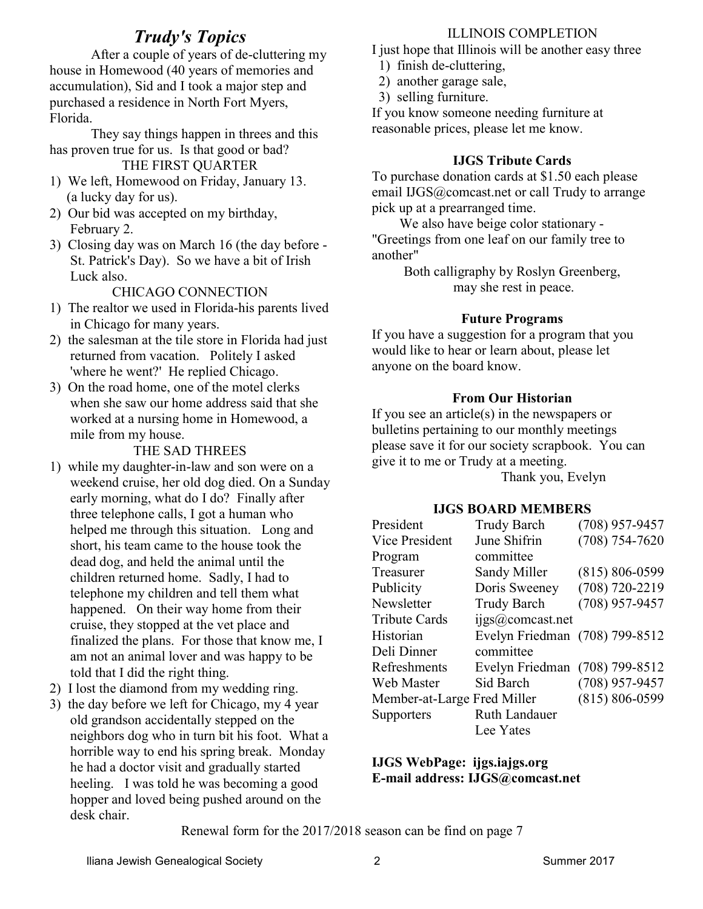## *Trudy's Topics*

After a couple of years of de-cluttering my house in Homewood (40 years of memories and accumulation), Sid and I took a major step and purchased a residence in North Fort Myers, Florida.

They say things happen in threes and this has proven true for us. Is that good or bad?

THE FIRST QUARTER

1) We left, Homewood on Friday, January 13. (a lucky day for us).
2) Our bid was accepted on my birthday, February 2.
3) Closing day was on March 16 (the day before - St. Patrick's Day). So we have a bit of Irish Luck also.

CHICAGO CONNECTION

1) The realtor we used in Florida-his parents lived in Chicago for many years.
2) the salesman at the tile store in Florida had just returned from vacation. Politely I asked 'where he went?' He replied Chicago.
3) On the road home, one of the motel clerks when she saw our home address said that she worked at a nursing home in Homewood, a mile from my house.

THE SAD THREES

1) while my daughter-in-law and son were on a weekend cruise, her old dog died. On a Sunday early morning, what do I do? Finally after three telephone calls, I got a human who helped me through this situation. Long and short, his team came to the house took the dead dog, and held the animal until the children returned home. Sadly, I had to telephone my children and tell them what happened. On their way home from their cruise, they stopped at the vet place and finalized the plans. For those that know me, I am not an animal lover and was happy to be told that I did the right thing.
2) I lost the diamond from my wedding ring.
3) the day before we left for Chicago, my 4 year old grandson accidentally stepped on the neighbors dog who in turn bit his foot. What a horrible way to end his spring break. Monday he had a doctor visit and gradually started heeling. I was told he was becoming a good hopper and loved being pushed around on the desk chair.

ILLINOIS COMPLETION

I just hope that Illinois will be another easy three

1) finish de-cluttering,
2) another garage sale,
3) selling furniture.

If you know someone needing furniture at reasonable prices, please let me know.

### IJGS Tribute Cards

To purchase donation cards at $1.50 each please email IJGS@comcast.net or call Trudy to arrange pick up at a prearranged time.

We also have beige color stationary - "Greetings from one leaf on our family tree to another"

Both calligraphy by Roslyn Greenberg, may she rest in peace.

### Future Programs

If you have a suggestion for a program that you would like to hear or learn about, please let anyone on the board know.

### From Our Historian

If you see an article(s) in the newspapers or bulletins pertaining to our monthly meetings please save it for our society scrapbook. You can give it to me or Trudy at a meeting.

Thank you, Evelyn

### IJGS BOARD MEMBERS

| | | |
|---|---|---|
| President | Trudy Barch | (708) 957-9457 |
| Vice President | June Shifrin | (708) 754-7620 |
| Program | committee | |
| Treasurer | Sandy Miller | (815) 806-0599 |
| Publicity | Doris Sweeney | (708) 720-2219 |
| Newsletter | Trudy Barch | (708) 957-9457 |
| Tribute Cards | ijgs@comcast.net | |
| Historian | Evelyn Friedman | (708) 799-8512 |
| Deli Dinner | committee | |
| Refreshments | Evelyn Friedman | (708) 799-8512 |
| Web Master | Sid Barch | (708) 957-9457 |
| Member-at-Large | Fred Miller | (815) 806-0599 |
| Supporters | Ruth Landauer | |
| | Lee Yates | |

**IJGS WebPage: ijgs.iajgs.org**
**E-mail address: IJGS@comcast.net**

Renewal form for the 2017/2018 season can be find on page 7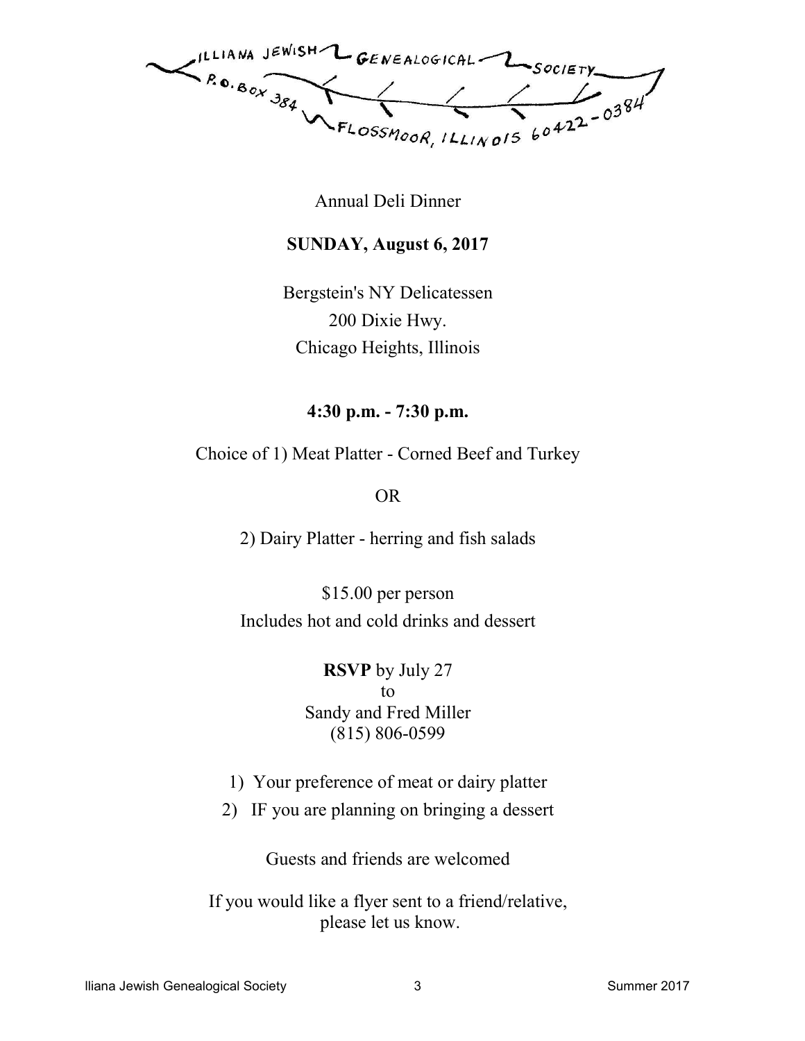ILLIANA JEWISH GENEALOGICAL SOCIETY
P.O. BOX 384 FLOSSMOOR, ILLINOIS 60422-0384

Annual Deli Dinner

**SUNDAY, August 6, 2017**

Bergstein's NY Delicatessen
200 Dixie Hwy.
Chicago Heights, Illinois

**4:30 p.m. - 7:30 p.m.**

Choice of 1) Meat Platter - Corned Beef and Turkey

OR

2) Dairy Platter - herring and fish salads

$15.00 per person
Includes hot and cold drinks and dessert

**RSVP** by July 27
to
Sandy and Fred Miller
(815) 806-0599

1) Your preference of meat or dairy platter
2) IF you are planning on bringing a dessert

Guests and friends are welcomed

If you would like a flyer sent to a friend/relative, please let us know.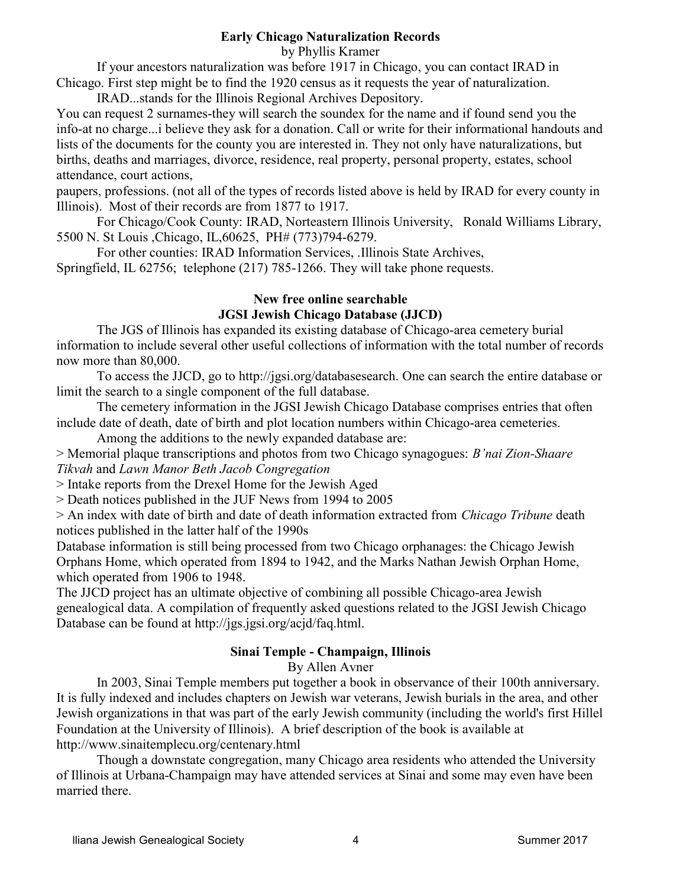## Early Chicago Naturalization Records

by Phyllis Kramer

If your ancestors naturalization was before 1917 in Chicago, you can contact IRAD in Chicago. First step might be to find the 1920 census as it requests the year of naturalization.

IRAD...stands for the Illinois Regional Archives Depository.

You can request 2 surnames-they will search the soundex for the name and if found send you the info-at no charge...i believe they ask for a donation. Call or write for their informational handouts and lists of the documents for the county you are interested in. They not only have naturalizations, but births, deaths and marriages, divorce, residence, real property, personal property, estates, school attendance, court actions,

paupers, professions. (not all of the types of records listed above is held by IRAD for every county in Illinois). Most of their records are from 1877 to 1917.

For Chicago/Cook County: IRAD, Norteastern Illinois University, Ronald Williams Library, 5500 N. St Louis ,Chicago, IL,60625, PH# (773)794-6279.

For other counties: IRAD Information Services, .Illinois State Archives, Springfield, IL 62756; telephone (217) 785-1266. They will take phone requests.

## New free online searchable JGSI Jewish Chicago Database (JJCD)

The JGS of Illinois has expanded its existing database of Chicago-area cemetery burial information to include several other useful collections of information with the total number of records now more than 80,000.

To access the JJCD, go to http://jgsi.org/databasesearch. One can search the entire database or limit the search to a single component of the full database.

The cemetery information in the JGSI Jewish Chicago Database comprises entries that often include date of death, date of birth and plot location numbers within Chicago-area cemeteries.

Among the additions to the newly expanded database are:

> Memorial plaque transcriptions and photos from two Chicago synagogues: *B'nai Zion-Shaare Tikvah* and *Lawn Manor Beth Jacob Congregation*

> Intake reports from the Drexel Home for the Jewish Aged

> Death notices published in the JUF News from 1994 to 2005

> An index with date of birth and date of death information extracted from *Chicago Tribune* death notices published in the latter half of the 1990s

Database information is still being processed from two Chicago orphanages: the Chicago Jewish Orphans Home, which operated from 1894 to 1942, and the Marks Nathan Jewish Orphan Home, which operated from 1906 to 1948.

The JJCD project has an ultimate objective of combining all possible Chicago-area Jewish genealogical data. A compilation of frequently asked questions related to the JGSI Jewish Chicago Database can be found at http://jgs.jgsi.org/acjd/faq.html.

## Sinai Temple - Champaign, Illinois

By Allen Avner

In 2003, Sinai Temple members put together a book in observance of their 100th anniversary. It is fully indexed and includes chapters on Jewish war veterans, Jewish burials in the area, and other Jewish organizations in that was part of the early Jewish community (including the world's first Hillel Foundation at the University of Illinois). A brief description of the book is available at http://www.sinaitemplecu.org/centenary.html

Though a downstate congregation, many Chicago area residents who attended the University of Illinois at Urbana-Champaign may have attended services at Sinai and some may even have been married there.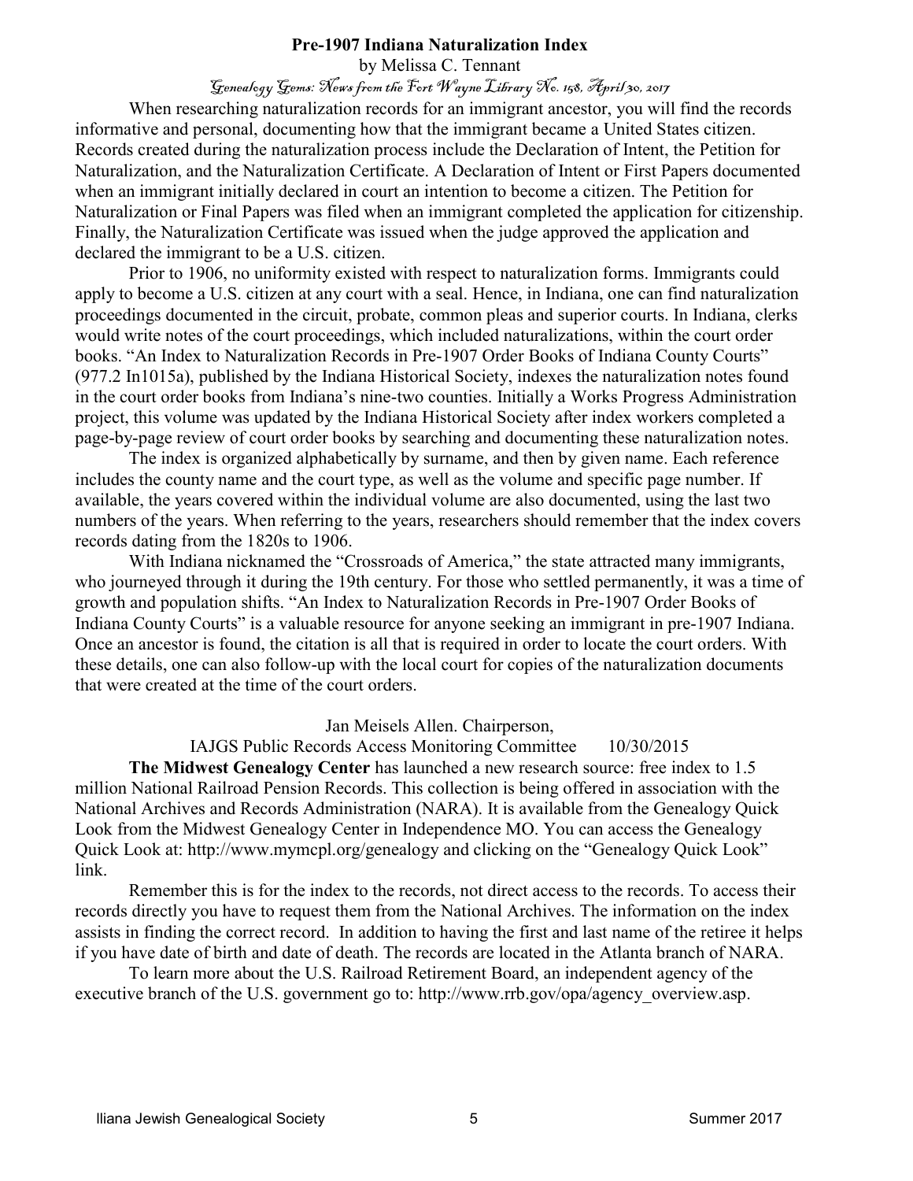## Pre-1907 Indiana Naturalization Index

by Melissa C. Tennant

*Genealogy Gems: News from the Fort Wayne Library No. 158, April 30, 2017*

When researching naturalization records for an immigrant ancestor, you will find the records informative and personal, documenting how that the immigrant became a United States citizen. Records created during the naturalization process include the Declaration of Intent, the Petition for Naturalization, and the Naturalization Certificate. A Declaration of Intent or First Papers documented when an immigrant initially declared in court an intention to become a citizen. The Petition for Naturalization or Final Papers was filed when an immigrant completed the application for citizenship. Finally, the Naturalization Certificate was issued when the judge approved the application and declared the immigrant to be a U.S. citizen.

Prior to 1906, no uniformity existed with respect to naturalization forms. Immigrants could apply to become a U.S. citizen at any court with a seal. Hence, in Indiana, one can find naturalization proceedings documented in the circuit, probate, common pleas and superior courts. In Indiana, clerks would write notes of the court proceedings, which included naturalizations, within the court order books. "An Index to Naturalization Records in Pre-1907 Order Books of Indiana County Courts" (977.2 In1015a), published by the Indiana Historical Society, indexes the naturalization notes found in the court order books from Indiana's nine-two counties. Initially a Works Progress Administration project, this volume was updated by the Indiana Historical Society after index workers completed a page-by-page review of court order books by searching and documenting these naturalization notes.

The index is organized alphabetically by surname, and then by given name. Each reference includes the county name and the court type, as well as the volume and specific page number. If available, the years covered within the individual volume are also documented, using the last two numbers of the years. When referring to the years, researchers should remember that the index covers records dating from the 1820s to 1906.

With Indiana nicknamed the "Crossroads of America," the state attracted many immigrants, who journeyed through it during the 19th century. For those who settled permanently, it was a time of growth and population shifts. "An Index to Naturalization Records in Pre-1907 Order Books of Indiana County Courts" is a valuable resource for anyone seeking an immigrant in pre-1907 Indiana. Once an ancestor is found, the citation is all that is required in order to locate the court orders. With these details, one can also follow-up with the local court for copies of the naturalization documents that were created at the time of the court orders.

Jan Meisels Allen. Chairperson,
IAJGS Public Records Access Monitoring Committee 10/30/2015

**The Midwest Genealogy Center** has launched a new research source: free index to 1.5 million National Railroad Pension Records. This collection is being offered in association with the National Archives and Records Administration (NARA). It is available from the Genealogy Quick Look from the Midwest Genealogy Center in Independence MO. You can access the Genealogy Quick Look at: http://www.mymcpl.org/genealogy and clicking on the "Genealogy Quick Look" link.

Remember this is for the index to the records, not direct access to the records. To access their records directly you have to request them from the National Archives. The information on the index assists in finding the correct record. In addition to having the first and last name of the retiree it helps if you have date of birth and date of death. The records are located in the Atlanta branch of NARA.

To learn more about the U.S. Railroad Retirement Board, an independent agency of the executive branch of the U.S. government go to: http://www.rrb.gov/opa/agency_overview.asp.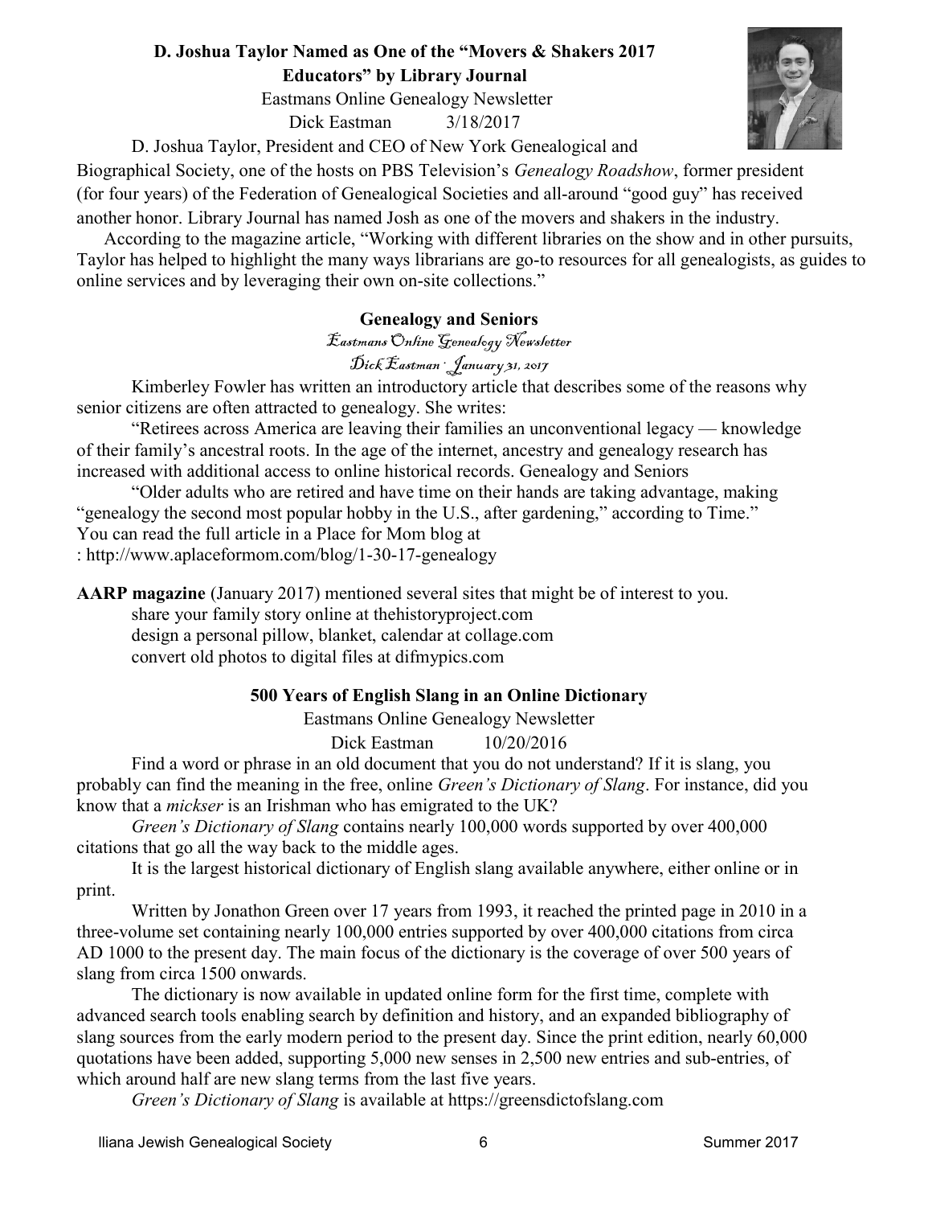## D. Joshua Taylor Named as One of the "Movers & Shakers 2017 Educators" by Library Journal

Eastmans Online Genealogy Newsletter

Dick Eastman 3/18/2017

D. Joshua Taylor, President and CEO of New York Genealogical and Biographical Society, one of the hosts on PBS Television's *Genealogy Roadshow*, former president (for four years) of the Federation of Genealogical Societies and all-around "good guy" has received another honor. Library Journal has named Josh as one of the movers and shakers in the industry.

According to the magazine article, "Working with different libraries on the show and in other pursuits, Taylor has helped to highlight the many ways librarians are go-to resources for all genealogists, as guides to online services and by leveraging their own on-site collections."

## Genealogy and Seniors

*Eastmans Online Genealogy Newsletter*

*Dick Eastman · January 31, 2017*

Kimberley Fowler has written an introductory article that describes some of the reasons why senior citizens are often attracted to genealogy. She writes:

"Retirees across America are leaving their families an unconventional legacy — knowledge of their family's ancestral roots. In the age of the internet, ancestry and genealogy research has increased with additional access to online historical records. Genealogy and Seniors

"Older adults who are retired and have time on their hands are taking advantage, making "genealogy the second most popular hobby in the U.S., after gardening," according to Time."

You can read the full article in a Place for Mom blog at

: http://www.aplaceformom.com/blog/1-30-17-genealogy

**AARP magazine** (January 2017) mentioned several sites that might be of interest to you.

share your family story online at thehistoryproject.com

design a personal pillow, blanket, calendar at collage.com

convert old photos to digital files at difmypics.com

## 500 Years of English Slang in an Online Dictionary

Eastmans Online Genealogy Newsletter

Dick Eastman 10/20/2016

Find a word or phrase in an old document that you do not understand? If it is slang, you probably can find the meaning in the free, online *Green's Dictionary of Slang*. For instance, did you know that a *mickser* is an Irishman who has emigrated to the UK?

*Green's Dictionary of Slang* contains nearly 100,000 words supported by over 400,000 citations that go all the way back to the middle ages.

It is the largest historical dictionary of English slang available anywhere, either online or in print.

Written by Jonathon Green over 17 years from 1993, it reached the printed page in 2010 in a three-volume set containing nearly 100,000 entries supported by over 400,000 citations from circa AD 1000 to the present day. The main focus of the dictionary is the coverage of over 500 years of slang from circa 1500 onwards.

The dictionary is now available in updated online form for the first time, complete with advanced search tools enabling search by definition and history, and an expanded bibliography of slang sources from the early modern period to the present day. Since the print edition, nearly 60,000 quotations have been added, supporting 5,000 new senses in 2,500 new entries and sub-entries, of which around half are new slang terms from the last five years.

*Green's Dictionary of Slang* is available at https://greensdictofslang.com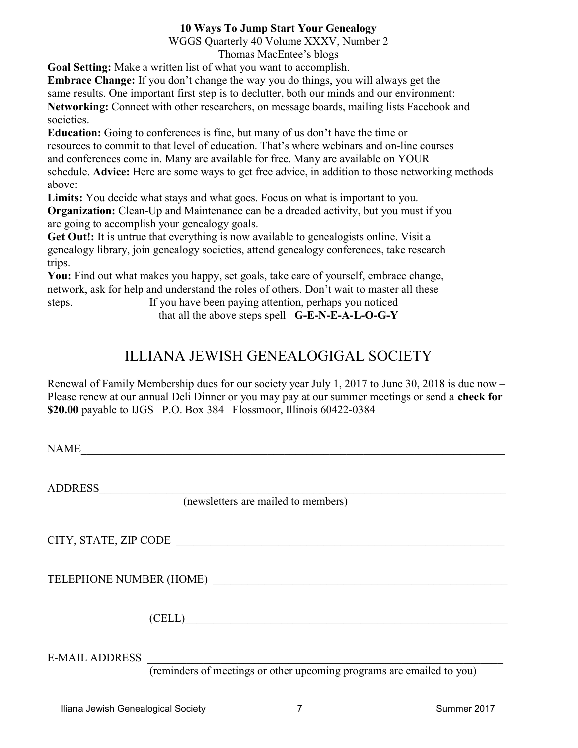**10 Ways To Jump Start Your Genealogy**

WGGS Quarterly 40 Volume XXXV, Number 2

Thomas MacEntee's blogs

**Goal Setting:** Make a written list of what you want to accomplish.

**Embrace Change:** If you don't change the way you do things, you will always get the same results. One important first step is to declutter, both our minds and our environment:

**Networking:** Connect with other researchers, on message boards, mailing lists Facebook and societies.

**Education:** Going to conferences is fine, but many of us don't have the time or resources to commit to that level of education. That's where webinars and on-line courses and conferences come in. Many are available for free. Many are available on YOUR schedule. **Advice:** Here are some ways to get free advice, in addition to those networking methods above:

**Limits:** You decide what stays and what goes. Focus on what is important to you.

**Organization:** Clean-Up and Maintenance can be a dreaded activity, but you must if you are going to accomplish your genealogy goals.

**Get Out!:** It is untrue that everything is now available to genealogists online. Visit a genealogy library, join genealogy societies, attend genealogy conferences, take research trips.

**You:** Find out what makes you happy, set goals, take care of yourself, embrace change, network, ask for help and understand the roles of others. Don't wait to master all these steps. If you have been paying attention, perhaps you noticed that all the above steps spell **G-E-N-E-A-L-O-G-Y**

# ILLIANA JEWISH GENEALOGIGAL SOCIETY

Renewal of Family Membership dues for our society year July 1, 2017 to June 30, 2018 is due now – Please renew at our annual Deli Dinner or you may pay at our summer meetings or send a **check for $20.00** payable to IJGS P.O. Box 384 Flossmoor, Illinois 60422-0384

NAME\_\_\_\_\_\_\_\_\_\_\_\_\_\_\_\_\_\_\_\_\_\_\_\_\_\_\_\_\_\_\_\_\_\_\_\_\_\_\_\_\_\_\_\_\_\_\_\_\_\_\_\_\_\_\_\_

ADDRESS\_\_\_\_\_\_\_\_\_\_\_\_\_\_\_\_\_\_\_\_\_\_\_\_\_\_\_\_\_\_\_\_\_\_\_\_\_\_\_\_\_\_\_\_\_\_\_\_\_\_\_\_\_

(newsletters are mailed to members)

CITY, STATE, ZIP CODE \_\_\_\_\_\_\_\_\_\_\_\_\_\_\_\_\_\_\_\_\_\_\_\_\_\_\_\_\_\_\_\_\_\_\_\_\_\_\_\_\_\_\_

TELEPHONE NUMBER (HOME) \_\_\_\_\_\_\_\_\_\_\_\_\_\_\_\_\_\_\_\_\_\_\_\_\_\_\_\_\_\_\_\_\_\_\_\_\_\_

(CELL)\_\_\_\_\_\_\_\_\_\_\_\_\_\_\_\_\_\_\_\_\_\_\_\_\_\_\_\_\_\_\_\_\_\_\_\_\_\_\_\_\_\_\_\_\_\_\_\_

E-MAIL ADDRESS \_\_\_\_\_\_\_\_\_\_\_\_\_\_\_\_\_\_\_\_\_\_\_\_\_\_\_\_\_\_\_\_\_\_\_\_\_\_\_\_\_\_\_\_\_\_\_

(reminders of meetings or other upcoming programs are emailed to you)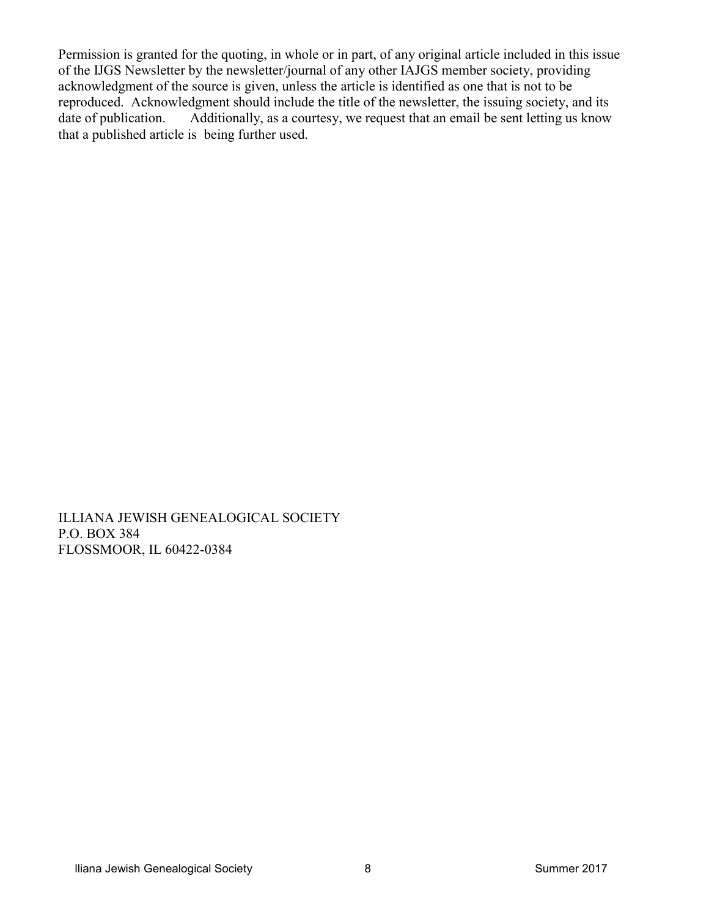Permission is granted for the quoting, in whole or in part, of any original article included in this issue of the IJGS Newsletter by the newsletter/journal of any other IAJGS member society, providing acknowledgment of the source is given, unless the article is identified as one that is not to be reproduced. Acknowledgment should include the title of the newsletter, the issuing society, and its date of publication. Additionally, as a courtesy, we request that an email be sent letting us know that a published article is being further used.

ILLIANA JEWISH GENEALOGICAL SOCIETY
P.O. BOX 384
FLOSSMOOR, IL 60422-0384